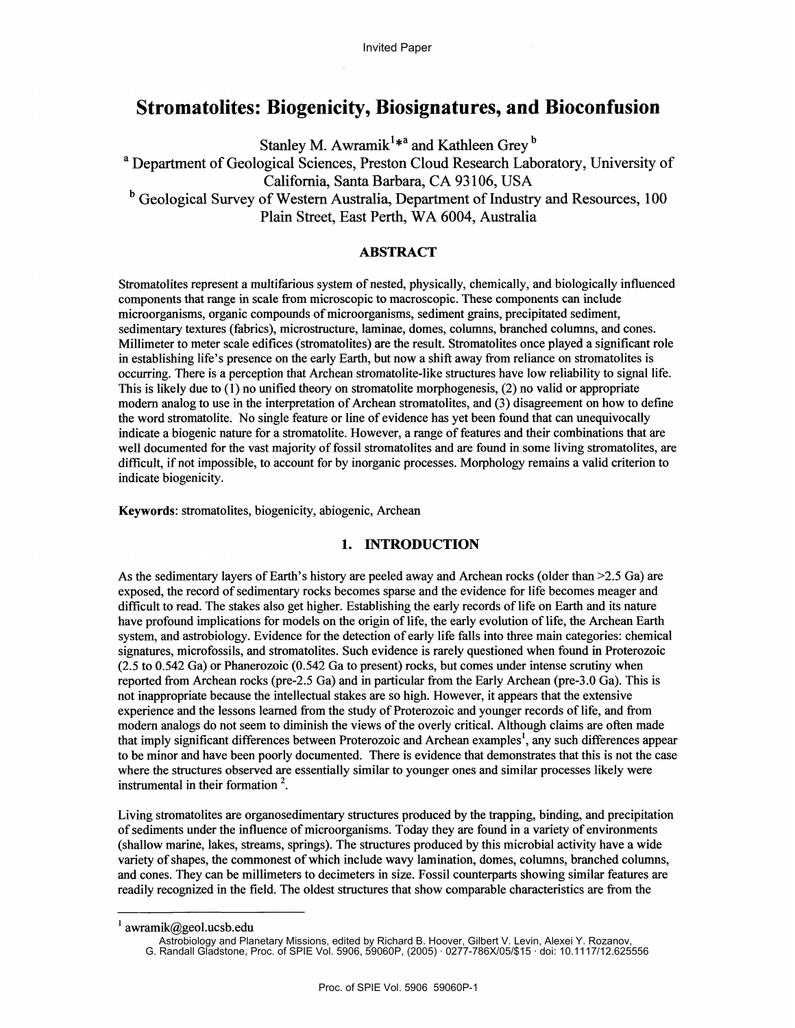Invited Paper

# Stromatolites: Biogenicity, Biosignatures, and Bioconfusion

Stanley M. Awramik[1]*[a] and Kathleen Grey[b]

[a] Department of Geological Sciences, Preston Cloud Research Laboratory, University of California, Santa Barbara, CA 93106, USA

[b] Geological Survey of Western Australia, Department of Industry and Resources, 100 Plain Street, East Perth, WA 6004, Australia

## ABSTRACT

Stromatolites represent a multifarious system of nested, physically, chemically, and biologically influenced components that range in scale from microscopic to macroscopic. These components can include microorganisms, organic compounds of microorganisms, sediment grains, precipitated sediment, sedimentary textures (fabrics), microstructure, laminae, domes, columns, branched columns, and cones. Millimeter to meter scale edifices (stromatolites) are the result. Stromatolites once played a significant role in establishing life's presence on the early Earth, but now a shift away from reliance on stromatolites is occurring. There is a perception that Archean stromatolite-like structures have low reliability to signal life. This is likely due to (1) no unified theory on stromatolite morphogenesis, (2) no valid or appropriate modern analog to use in the interpretation of Archean stromatolites, and (3) disagreement on how to define the word stromatolite. No single feature or line of evidence has yet been found that can unequivocally indicate a biogenic nature for a stromatolite. However, a range of features and their combinations that are well documented for the vast majority of fossil stromatolites and are found in some living stromatolites, are difficult, if not impossible, to account for by inorganic processes. Morphology remains a valid criterion to indicate biogenicity.

**Keywords**: stromatolites, biogenicity, abiogenic, Archean

## 1. INTRODUCTION

As the sedimentary layers of Earth's history are peeled away and Archean rocks (older than >2.5 Ga) are exposed, the record of sedimentary rocks becomes sparse and the evidence for life becomes meager and difficult to read. The stakes also get higher. Establishing the early records of life on Earth and its nature have profound implications for models on the origin of life, the early evolution of life, the Archean Earth system, and astrobiology. Evidence for the detection of early life falls into three main categories: chemical signatures, microfossils, and stromatolites. Such evidence is rarely questioned when found in Proterozoic (2.5 to 0.542 Ga) or Phanerozoic (0.542 Ga to present) rocks, but comes under intense scrutiny when reported from Archean rocks (pre-2.5 Ga) and in particular from the Early Archean (pre-3.0 Ga). This is not inappropriate because the intellectual stakes are so high. However, it appears that the extensive experience and the lessons learned from the study of Proterozoic and younger records of life, and from modern analogs do not seem to diminish the views of the overly critical. Although claims are often made that imply significant differences between Proterozoic and Archean examples[1], any such differences appear to be minor and have been poorly documented. There is evidence that demonstrates that this is not the case where the structures observed are essentially similar to younger ones and similar processes likely were instrumental in their formation [2].

Living stromatolites are organosedimentary structures produced by the trapping, binding, and precipitation of sediments under the influence of microorganisms. Today they are found in a variety of environments (shallow marine, lakes, streams, springs). The structures produced by this microbial activity have a wide variety of shapes, the commonest of which include wavy lamination, domes, columns, branched columns, and cones. They can be millimeters to decimeters in size. Fossil counterparts showing similar features are readily recognized in the field. The oldest structures that show comparable characteristics are from the

---

[1] awramik@geol.ucsb.edu

Astrobiology and Planetary Missions, edited by Richard B. Hoover, Gilbert V. Levin, Alexei Y. Rozanov, G. Randall Gladstone, Proc. of SPIE Vol. 5906, 59060P, (2005) · 0277-786X/05/$15 · doi: 10.1117/12.625556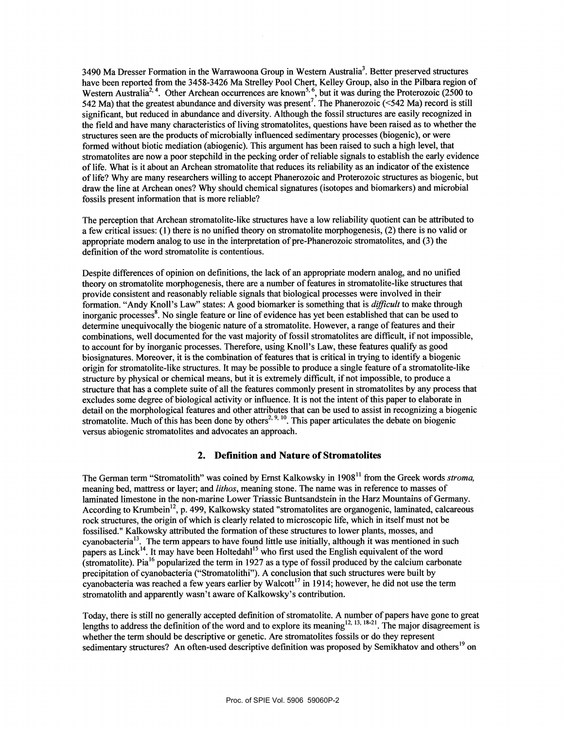3490 Ma Dresser Formation in the Warrawoona Group in Western Australia[3]. Better preserved structures have been reported from the 3458-3426 Ma Strelley Pool Chert, Kelley Group, also in the Pilbara region of Western Australia[2, 4]. Other Archean occurrences are known[5, 6], but it was during the Proterozoic (2500 to 542 Ma) that the greatest abundance and diversity was present[7]. The Phanerozoic (<542 Ma) record is still significant, but reduced in abundance and diversity. Although the fossil structures are easily recognized in the field and have many characteristics of living stromatolites, questions have been raised as to whether the structures seen are the products of microbially influenced sedimentary processes (biogenic), or were formed without biotic mediation (abiogenic). This argument has been raised to such a high level, that stromatolites are now a poor stepchild in the pecking order of reliable signals to establish the early evidence of life. What is it about an Archean stromatolite that reduces its reliability as an indicator of the existence of life? Why are many researchers willing to accept Phanerozoic and Proterozoic structures as biogenic, but draw the line at Archean ones? Why should chemical signatures (isotopes and biomarkers) and microbial fossils present information that is more reliable?

The perception that Archean stromatolite-like structures have a low reliability quotient can be attributed to a few critical issues: (1) there is no unified theory on stromatolite morphogenesis, (2) there is no valid or appropriate modern analog to use in the interpretation of pre-Phanerozoic stromatolites, and (3) the definition of the word stromatolite is contentious.

Despite differences of opinion on definitions, the lack of an appropriate modern analog, and no unified theory on stromatolite morphogenesis, there are a number of features in stromatolite-like structures that provide consistent and reasonably reliable signals that biological processes were involved in their formation. "Andy Knoll's Law" states: A good biomarker is something that is *difficult* to make through inorganic processes[8]. No single feature or line of evidence has yet been established that can be used to determine unequivocally the biogenic nature of a stromatolite. However, a range of features and their combinations, well documented for the vast majority of fossil stromatolites are difficult, if not impossible, to account for by inorganic processes. Therefore, using Knoll's Law, these features qualify as good biosignatures. Moreover, it is the combination of features that is critical in trying to identify a biogenic origin for stromatolite-like structures. It may be possible to produce a single feature of a stromatolite-like structure by physical or chemical means, but it is extremely difficult, if not impossible, to produce a structure that has a complete suite of all the features commonly present in stromatolites by any process that excludes some degree of biological activity or influence. It is not the intent of this paper to elaborate in detail on the morphological features and other attributes that can be used to assist in recognizing a biogenic stromatolite. Much of this has been done by others[2, 9, 10]. This paper articulates the debate on biogenic versus abiogenic stromatolites and advocates an approach.

## 2. Definition and Nature of Stromatolites

The German term "Stromatolith" was coined by Ernst Kalkowsky in 1908[11] from the Greek words *stroma*, meaning bed, mattress or layer; and *lithos*, meaning stone. The name was in reference to masses of laminated limestone in the non-marine Lower Triassic Buntsandstein in the Harz Mountains of Germany. According to Krumbein[12], p. 499, Kalkowsky stated "stromatolites are organogenic, laminated, calcareous rock structures, the origin of which is clearly related to microscopic life, which in itself must not be fossilised." Kalkowsky attributed the formation of these structures to lower plants, mosses, and cyanobacteria[13]. The term appears to have found little use initially, although it was mentioned in such papers as Linck[14]. It may have been Holtedahl[15] who first used the English equivalent of the word (stromatolite). Pia[16] popularized the term in 1927 as a type of fossil produced by the calcium carbonate precipitation of cyanobacteria ("Stromatolithi"). A conclusion that such structures were built by cyanobacteria was reached a few years earlier by Walcott[17] in 1914; however, he did not use the term stromatolith and apparently wasn't aware of Kalkowsky's contribution.

Today, there is still no generally accepted definition of stromatolite. A number of papers have gone to great lengths to address the definition of the word and to explore its meaning[12, 13, 18-21]. The major disagreement is whether the term should be descriptive or genetic. Are stromatolites fossils or do they represent sedimentary structures? An often-used descriptive definition was proposed by Semikhatov and others[19] on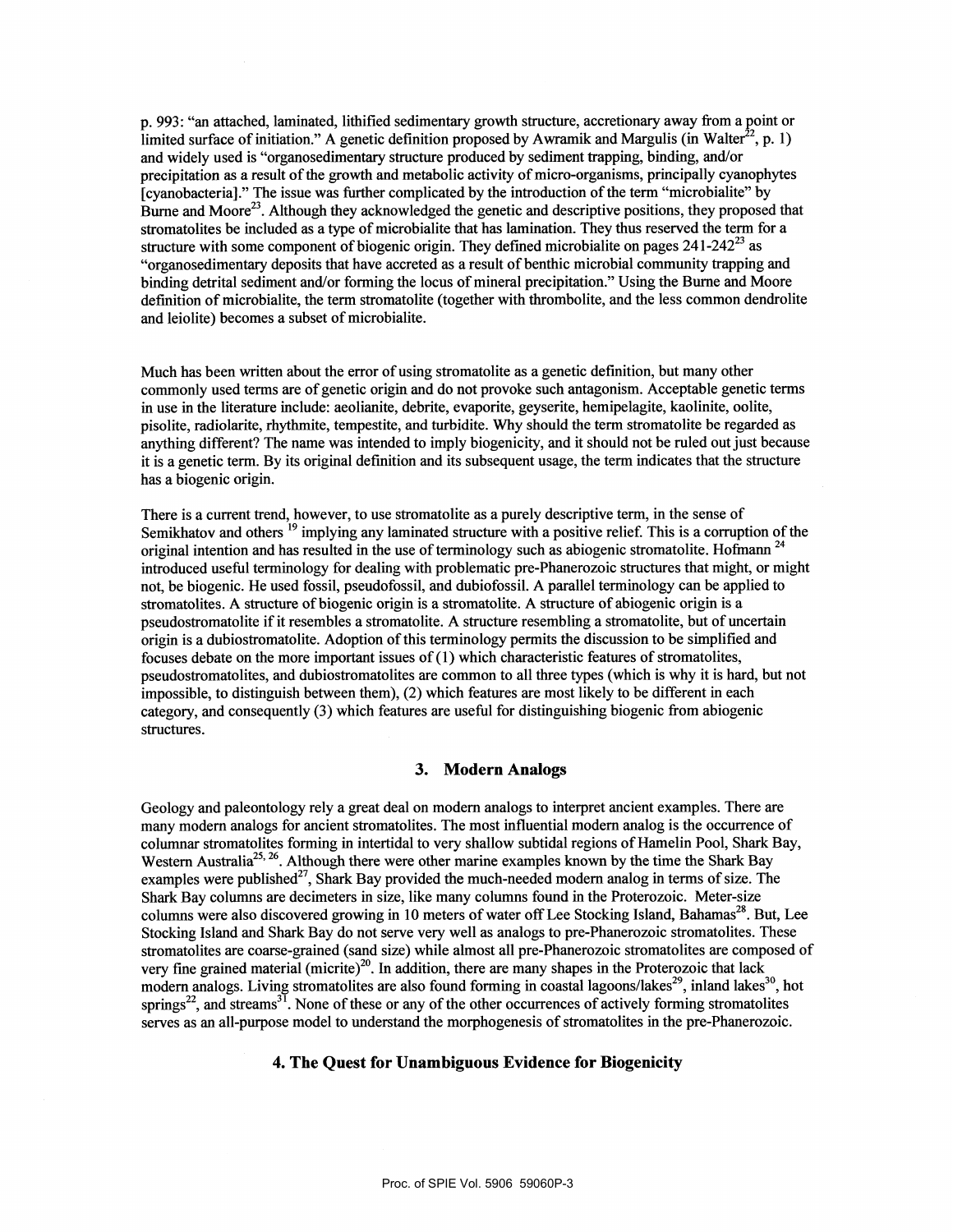p. 993: "an attached, laminated, lithified sedimentary growth structure, accretionary away from a point or limited surface of initiation." A genetic definition proposed by Awramik and Margulis (in Walter[22], p. 1) and widely used is "organosedimentary structure produced by sediment trapping, binding, and/or precipitation as a result of the growth and metabolic activity of micro-organisms, principally cyanophytes [cyanobacteria]." The issue was further complicated by the introduction of the term "microbialite" by Burne and Moore[23]. Although they acknowledged the genetic and descriptive positions, they proposed that stromatolites be included as a type of microbialite that has lamination. They thus reserved the term for a structure with some component of biogenic origin. They defined microbialite on pages 241-242[23] as "organosedimentary deposits that have accreted as a result of benthic microbial community trapping and binding detrital sediment and/or forming the locus of mineral precipitation." Using the Burne and Moore definition of microbialite, the term stromatolite (together with thrombolite, and the less common dendrolite and leiolite) becomes a subset of microbialite.

Much has been written about the error of using stromatolite as a genetic definition, but many other commonly used terms are of genetic origin and do not provoke such antagonism. Acceptable genetic terms in use in the literature include: aeolianite, debrite, evaporite, geyserite, hemipelagite, kaolinite, oolite, pisolite, radiolarite, rhythmite, tempestite, and turbidite. Why should the term stromatolite be regarded as anything different? The name was intended to imply biogenicity, and it should not be ruled out just because it is a genetic term. By its original definition and its subsequent usage, the term indicates that the structure has a biogenic origin.

There is a current trend, however, to use stromatolite as a purely descriptive term, in the sense of Semikhatov and others [19] implying any laminated structure with a positive relief. This is a corruption of the original intention and has resulted in the use of terminology such as abiogenic stromatolite. Hofmann [24] introduced useful terminology for dealing with problematic pre-Phanerozoic structures that might, or might not, be biogenic. He used fossil, pseudofossil, and dubiofossil. A parallel terminology can be applied to stromatolites. A structure of biogenic origin is a stromatolite. A structure of abiogenic origin is a pseudostromatolite if it resembles a stromatolite. A structure resembling a stromatolite, but of uncertain origin is a dubiostromatolite. Adoption of this terminology permits the discussion to be simplified and focuses debate on the more important issues of (1) which characteristic features of stromatolites, pseudostromatolites, and dubiostromatolites are common to all three types (which is why it is hard, but not impossible, to distinguish between them), (2) which features are most likely to be different in each category, and consequently (3) which features are useful for distinguishing biogenic from abiogenic structures.

## 3. Modern Analogs

Geology and paleontology rely a great deal on modern analogs to interpret ancient examples. There are many modern analogs for ancient stromatolites. The most influential modern analog is the occurrence of columnar stromatolites forming in intertidal to very shallow subtidal regions of Hamelin Pool, Shark Bay, Western Australia[25, 26]. Although there were other marine examples known by the time the Shark Bay examples were published[27], Shark Bay provided the much-needed modern analog in terms of size. The Shark Bay columns are decimeters in size, like many columns found in the Proterozoic. Meter-size columns were also discovered growing in 10 meters of water off Lee Stocking Island, Bahamas[28]. But, Lee Stocking Island and Shark Bay do not serve very well as analogs to pre-Phanerozoic stromatolites. These stromatolites are coarse-grained (sand size) while almost all pre-Phanerozoic stromatolites are composed of very fine grained material (micrite)[20]. In addition, there are many shapes in the Proterozoic that lack modern analogs. Living stromatolites are also found forming in coastal lagoons/lakes[29], inland lakes[30], hot springs[22], and streams[31]. None of these or any of the other occurrences of actively forming stromatolites serves as an all-purpose model to understand the morphogenesis of stromatolites in the pre-Phanerozoic.

## 4. The Quest for Unambiguous Evidence for Biogenicity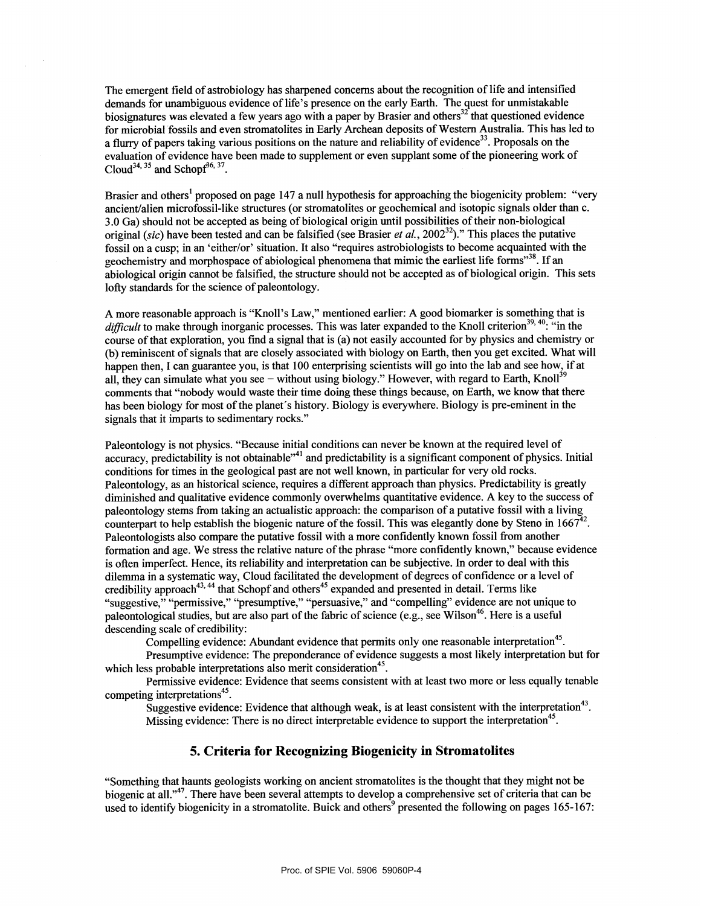The emergent field of astrobiology has sharpened concerns about the recognition of life and intensified demands for unambiguous evidence of life's presence on the early Earth. The quest for unmistakable biosignatures was elevated a few years ago with a paper by Brasier and others[32] that questioned evidence for microbial fossils and even stromatolites in Early Archean deposits of Western Australia. This has led to a flurry of papers taking various positions on the nature and reliability of evidence[33]. Proposals on the evaluation of evidence have been made to supplement or even supplant some of the pioneering work of Cloud[34, 35] and Schopf[36, 37].

Brasier and others[1] proposed on page 147 a null hypothesis for approaching the biogenicity problem: "very ancient/alien microfossil-like structures (or stromatolites or geochemical and isotopic signals older than c. 3.0 Ga) should not be accepted as being of biological origin until possibilities of their non-biological original (*sic*) have been tested and can be falsified (see Brasier *et al.*, 2002[32])." This places the putative fossil on a cusp; in an 'either/or' situation. It also "requires astrobiologists to become acquainted with the geochemistry and morphospace of abiological phenomena that mimic the earliest life forms"[38]. If an abiological origin cannot be falsified, the structure should not be accepted as of biological origin. This sets lofty standards for the science of paleontology.

A more reasonable approach is "Knoll's Law," mentioned earlier: A good biomarker is something that is *difficult* to make through inorganic processes. This was later expanded to the Knoll criterion[39, 40]: "in the course of that exploration, you find a signal that is (a) not easily accounted for by physics and chemistry or (b) reminiscent of signals that are closely associated with biology on Earth, then you get excited. What will happen then, I can guarantee you, is that 100 enterprising scientists will go into the lab and see how, if at all, they can simulate what you see – without using biology." However, with regard to Earth, Knoll[39] comments that "nobody would waste their time doing these things because, on Earth, we know that there has been biology for most of the planet's history. Biology is everywhere. Biology is pre-eminent in the signals that it imparts to sedimentary rocks."

Paleontology is not physics. "Because initial conditions can never be known at the required level of accuracy, predictability is not obtainable"[41] and predictability is a significant component of physics. Initial conditions for times in the geological past are not well known, in particular for very old rocks. Paleontology, as an historical science, requires a different approach than physics. Predictability is greatly diminished and qualitative evidence commonly overwhelms quantitative evidence. A key to the success of paleontology stems from taking an actualistic approach: the comparison of a putative fossil with a living counterpart to help establish the biogenic nature of the fossil. This was elegantly done by Steno in 1667[42]. Paleontologists also compare the putative fossil with a more confidently known fossil from another formation and age. We stress the relative nature of the phrase "more confidently known," because evidence is often imperfect. Hence, its reliability and interpretation can be subjective. In order to deal with this dilemma in a systematic way, Cloud facilitated the development of degrees of confidence or a level of credibility approach[43, 44] that Schopf and others[45] expanded and presented in detail. Terms like "suggestive," "permissive," "presumptive," "persuasive," and "compelling" evidence are not unique to paleontological studies, but are also part of the fabric of science (e.g., see Wilson[46]. Here is a useful descending scale of credibility:

Compelling evidence: Abundant evidence that permits only one reasonable interpretation[45].

Presumptive evidence: The preponderance of evidence suggests a most likely interpretation but for which less probable interpretations also merit consideration[45].

Permissive evidence: Evidence that seems consistent with at least two more or less equally tenable competing interpretations[45].

Suggestive evidence: Evidence that although weak, is at least consistent with the interpretation[43].

Missing evidence: There is no direct interpretable evidence to support the interpretation[45].

## 5. Criteria for Recognizing Biogenicity in Stromatolites

"Something that haunts geologists working on ancient stromatolites is the thought that they might not be biogenic at all."[47]. There have been several attempts to develop a comprehensive set of criteria that can be used to identify biogenicity in a stromatolite. Buick and others[9] presented the following on pages 165-167: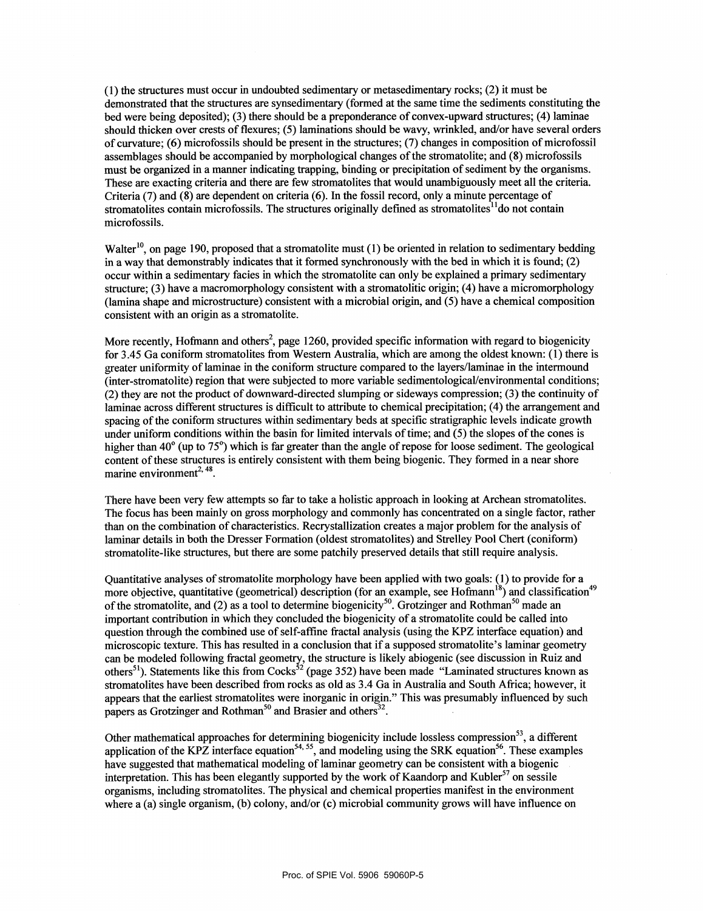(1) the structures must occur in undoubted sedimentary or metasedimentary rocks; (2) it must be demonstrated that the structures are synsedimentary (formed at the same time the sediments constituting the bed were being deposited); (3) there should be a preponderance of convex-upward structures; (4) laminae should thicken over crests of flexures; (5) laminations should be wavy, wrinkled, and/or have several orders of curvature; (6) microfossils should be present in the structures; (7) changes in composition of microfossil assemblages should be accompanied by morphological changes of the stromatolite; and (8) microfossils must be organized in a manner indicating trapping, binding or precipitation of sediment by the organisms. These are exacting criteria and there are few stromatolites that would unambiguously meet all the criteria. Criteria (7) and (8) are dependent on criteria (6). In the fossil record, only a minute percentage of stromatolites contain microfossils. The structures originally defined as stromatolites[11] do not contain microfossils.

Walter[10], on page 190, proposed that a stromatolite must (1) be oriented in relation to sedimentary bedding in a way that demonstrably indicates that it formed synchronously with the bed in which it is found; (2) occur within a sedimentary facies in which the stromatolite can only be explained a primary sedimentary structure; (3) have a macromorphology consistent with a stromatolitic origin; (4) have a micromorphology (lamina shape and microstructure) consistent with a microbial origin, and (5) have a chemical composition consistent with an origin as a stromatolite.

More recently, Hofmann and others[2], page 1260, provided specific information with regard to biogenicity for 3.45 Ga coniform stromatolites from Western Australia, which are among the oldest known: (1) there is greater uniformity of laminae in the coniform structure compared to the layers/laminae in the intermound (inter-stromatolite) region that were subjected to more variable sedimentological/environmental conditions; (2) they are not the product of downward-directed slumping or sideways compression; (3) the continuity of laminae across different structures is difficult to attribute to chemical precipitation; (4) the arrangement and spacing of the coniform structures within sedimentary beds at specific stratigraphic levels indicate growth under uniform conditions within the basin for limited intervals of time; and (5) the slopes of the cones is higher than 40° (up to 75°) which is far greater than the angle of repose for loose sediment. The geological content of these structures is entirely consistent with them being biogenic. They formed in a near shore marine environment[2, 48].

There have been very few attempts so far to take a holistic approach in looking at Archean stromatolites. The focus has been mainly on gross morphology and commonly has concentrated on a single factor, rather than on the combination of characteristics. Recrystallization creates a major problem for the analysis of laminar details in both the Dresser Formation (oldest stromatolites) and Strelley Pool Chert (coniform) stromatolite-like structures, but there are some patchily preserved details that still require analysis.

Quantitative analyses of stromatolite morphology have been applied with two goals: (1) to provide for a more objective, quantitative (geometrical) description (for an example, see Hofmann[18]) and classification[49] of the stromatolite, and (2) as a tool to determine biogenicity[50]. Grotzinger and Rothman[50] made an important contribution in which they concluded the biogenicity of a stromatolite could be called into question through the combined use of self-affine fractal analysis (using the KPZ interface equation) and microscopic texture. This has resulted in a conclusion that if a supposed stromatolite's laminar geometry can be modeled following fractal geometry, the structure is likely abiogenic (see discussion in Ruiz and others[51]). Statements like this from Cocks[52] (page 352) have been made "Laminated structures known as stromatolites have been described from rocks as old as 3.4 Ga in Australia and South Africa; however, it appears that the earliest stromatolites were inorganic in origin." This was presumably influenced by such papers as Grotzinger and Rothman[50] and Brasier and others[32].

Other mathematical approaches for determining biogenicity include lossless compression[53], a different application of the KPZ interface equation[54, 55], and modeling using the SRK equation[56]. These examples have suggested that mathematical modeling of laminar geometry can be consistent with a biogenic interpretation. This has been elegantly supported by the work of Kaandorp and Kubler[57] on sessile organisms, including stromatolites. The physical and chemical properties manifest in the environment where a (a) single organism, (b) colony, and/or (c) microbial community grows will have influence on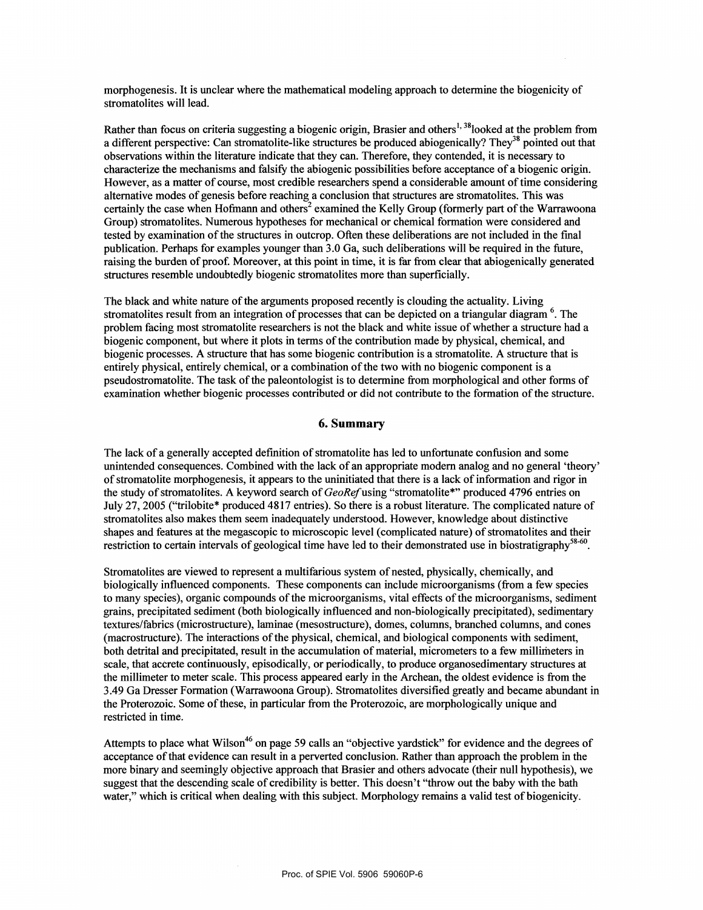morphogenesis. It is unclear where the mathematical modeling approach to determine the biogenicity of stromatolites will lead.

Rather than focus on criteria suggesting a biogenic origin, Brasier and others[1, 38] looked at the problem from a different perspective: Can stromatolite-like structures be produced abiogenically? They[38] pointed out that observations within the literature indicate that they can. Therefore, they contended, it is necessary to characterize the mechanisms and falsify the abiogenic possibilities before acceptance of a biogenic origin. However, as a matter of course, most credible researchers spend a considerable amount of time considering alternative modes of genesis before reaching a conclusion that structures are stromatolites. This was certainly the case when Hofmann and others[2] examined the Kelly Group (formerly part of the Warrawoona Group) stromatolites. Numerous hypotheses for mechanical or chemical formation were considered and tested by examination of the structures in outcrop. Often these deliberations are not included in the final publication. Perhaps for examples younger than 3.0 Ga, such deliberations will be required in the future, raising the burden of proof. Moreover, at this point in time, it is far from clear that abiogenically generated structures resemble undoubtedly biogenic stromatolites more than superficially.

The black and white nature of the arguments proposed recently is clouding the actuality. Living stromatolites result from an integration of processes that can be depicted on a triangular diagram [6]. The problem facing most stromatolite researchers is not the black and white issue of whether a structure had a biogenic component, but where it plots in terms of the contribution made by physical, chemical, and biogenic processes. A structure that has some biogenic contribution is a stromatolite. A structure that is entirely physical, entirely chemical, or a combination of the two with no biogenic component is a pseudostromatolite. The task of the paleontologist is to determine from morphological and other forms of examination whether biogenic processes contributed or did not contribute to the formation of the structure.

## 6. Summary

The lack of a generally accepted definition of stromatolite has led to unfortunate confusion and some unintended consequences. Combined with the lack of an appropriate modern analog and no general 'theory' of stromatolite morphogenesis, it appears to the uninitiated that there is a lack of information and rigor in the study of stromatolites. A keyword search of *GeoRef* using "stromatolite*" produced 4796 entries on July 27, 2005 ("trilobite* produced 4817 entries). So there is a robust literature. The complicated nature of stromatolites also makes them seem inadequately understood. However, knowledge about distinctive shapes and features at the megascopic to microscopic level (complicated nature) of stromatolites and their restriction to certain intervals of geological time have led to their demonstrated use in biostratigraphy[58-60].

Stromatolites are viewed to represent a multifarious system of nested, physically, chemically, and biologically influenced components. These components can include microorganisms (from a few species to many species), organic compounds of the microorganisms, vital effects of the microorganisms, sediment grains, precipitated sediment (both biologically influenced and non-biologically precipitated), sedimentary textures/fabrics (microstructure), laminae (mesostructure), domes, columns, branched columns, and cones (macrostructure). The interactions of the physical, chemical, and biological components with sediment, both detrital and precipitated, result in the accumulation of material, micrometers to a few millimeters in scale, that accrete continuously, episodically, or periodically, to produce organosedimentary structures at the millimeter to meter scale. This process appeared early in the Archean, the oldest evidence is from the 3.49 Ga Dresser Formation (Warrawoona Group). Stromatolites diversified greatly and became abundant in the Proterozoic. Some of these, in particular from the Proterozoic, are morphologically unique and restricted in time.

Attempts to place what Wilson[46] on page 59 calls an "objective yardstick" for evidence and the degrees of acceptance of that evidence can result in a perverted conclusion. Rather than approach the problem in the more binary and seemingly objective approach that Brasier and others advocate (their null hypothesis), we suggest that the descending scale of credibility is better. This doesn't "throw out the baby with the bath water," which is critical when dealing with this subject. Morphology remains a valid test of biogenicity.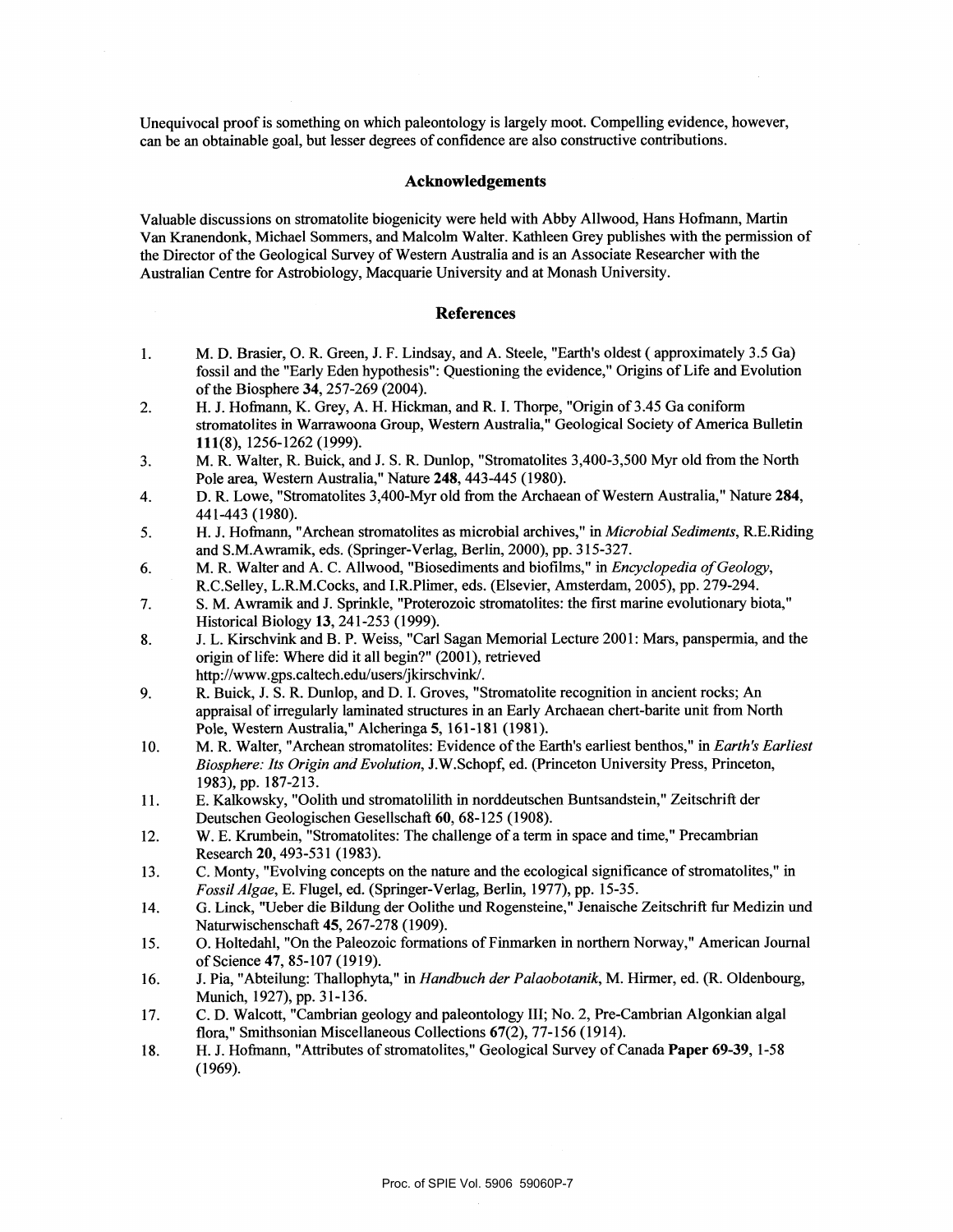Unequivocal proof is something on which paleontology is largely moot. Compelling evidence, however, can be an obtainable goal, but lesser degrees of confidence are also constructive contributions.

## Acknowledgements

Valuable discussions on stromatolite biogenicity were held with Abby Allwood, Hans Hofmann, Martin Van Kranendonk, Michael Sommers, and Malcolm Walter. Kathleen Grey publishes with the permission of the Director of the Geological Survey of Western Australia and is an Associate Researcher with the Australian Centre for Astrobiology, Macquarie University and at Monash University.

## References

1. M. D. Brasier, O. R. Green, J. F. Lindsay, and A. Steele, "Earth's oldest ( approximately 3.5 Ga) fossil and the "Early Eden hypothesis": Questioning the evidence," Origins of Life and Evolution of the Biosphere **34**, 257-269 (2004).
2. H. J. Hofmann, K. Grey, A. H. Hickman, and R. I. Thorpe, "Origin of 3.45 Ga coniform stromatolites in Warrawoona Group, Western Australia," Geological Society of America Bulletin **111**(8), 1256-1262 (1999).
3. M. R. Walter, R. Buick, and J. S. R. Dunlop, "Stromatolites 3,400-3,500 Myr old from the North Pole area, Western Australia," Nature **248**, 443-445 (1980).
4. D. R. Lowe, "Stromatolites 3,400-Myr old from the Archaean of Western Australia," Nature **284**, 441-443 (1980).
5. H. J. Hofmann, "Archean stromatolites as microbial archives," in *Microbial Sediments*, R.E.Riding and S.M.Awramik, eds. (Springer-Verlag, Berlin, 2000), pp. 315-327.
6. M. R. Walter and A. C. Allwood, "Biosediments and biofilms," in *Encyclopedia of Geology*, R.C.Selley, L.R.M.Cocks, and I.R.Plimer, eds. (Elsevier, Amsterdam, 2005), pp. 279-294.
7. S. M. Awramik and J. Sprinkle, "Proterozoic stromatolites: the first marine evolutionary biota," Historical Biology **13**, 241-253 (1999).
8. J. L. Kirschvink and B. P. Weiss, "Carl Sagan Memorial Lecture 2001: Mars, panspermia, and the origin of life: Where did it all begin?" (2001), retrieved http://www.gps.caltech.edu/users/jkirschvink/.
9. R. Buick, J. S. R. Dunlop, and D. I. Groves, "Stromatolite recognition in ancient rocks; An appraisal of irregularly laminated structures in an Early Archaean chert-barite unit from North Pole, Western Australia," Alcheringa **5**, 161-181 (1981).
10. M. R. Walter, "Archean stromatolites: Evidence of the Earth's earliest benthos," in *Earth's Earliest Biosphere: Its Origin and Evolution*, J.W.Schopf, ed. (Princeton University Press, Princeton, 1983), pp. 187-213.
11. E. Kalkowsky, "Oolith und stromatolilith in norddeutschen Buntsandstein," Zeitschrift der Deutschen Geologischen Gesellschaft **60**, 68-125 (1908).
12. W. E. Krumbein, "Stromatolites: The challenge of a term in space and time," Precambrian Research **20**, 493-531 (1983).
13. C. Monty, "Evolving concepts on the nature and the ecological significance of stromatolites," in *Fossil Algae*, E. Flugel, ed. (Springer-Verlag, Berlin, 1977), pp. 15-35.
14. G. Linck, "Ueber die Bildung der Oolithe und Rogensteine," Jenaische Zeitschrift fur Medizin und Naturwischenschaft **45**, 267-278 (1909).
15. O. Holtedahl, "On the Paleozoic formations of Finmarken in northern Norway," American Journal of Science **47**, 85-107 (1919).
16. J. Pia, "Abteilung: Thallophyta," in *Handbuch der Palaobotanik*, M. Hirmer, ed. (R. Oldenbourg, Munich, 1927), pp. 31-136.
17. C. D. Walcott, "Cambrian geology and paleontology III; No. 2, Pre-Cambrian Algonkian algal flora," Smithsonian Miscellaneous Collections **67**(2), 77-156 (1914).
18. H. J. Hofmann, "Attributes of stromatolites," Geological Survey of Canada **Paper 69-39**, 1-58 (1969).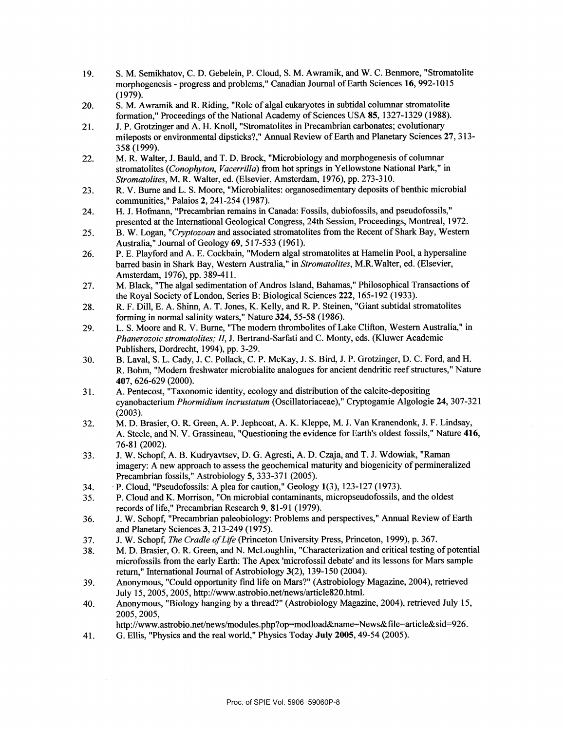19. S. M. Semikhatov, C. D. Gebelein, P. Cloud, S. M. Awramik, and W. C. Benmore, "Stromatolite morphogenesis - progress and problems," Canadian Journal of Earth Sciences **16**, 992-1015 (1979).
20. S. M. Awramik and R. Riding, "Role of algal eukaryotes in subtidal columnar stromatolite formation," Proceedings of the National Academy of Sciences USA **85**, 1327-1329 (1988).
21. J. P. Grotzinger and A. H. Knoll, "Stromatolites in Precambrian carbonates; evolutionary mileposts or environmental dipsticks?," Annual Review of Earth and Planetary Sciences **27**, 313-358 (1999).
22. M. R. Walter, J. Bauld, and T. D. Brock, "Microbiology and morphogenesis of columnar stromatolites (*Conophyton*, *Vacerrilla*) from hot springs in Yellowstone National Park," in *Stromatolites*, M. R. Walter, ed. (Elsevier, Amsterdam, 1976), pp. 273-310.
23. R. V. Burne and L. S. Moore, "Microbialites: organosedimentary deposits of benthic microbial communities," Palaios **2**, 241-254 (1987).
24. H. J. Hofmann, "Precambrian remains in Canada: Fossils, dubiofossils, and pseudofossils," presented at the International Geological Congress, 24th Session, Proceedings, Montreal, 1972.
25. B. W. Logan, "*Cryptozoan* and associated stromatolites from the Recent of Shark Bay, Western Australia," Journal of Geology **69**, 517-533 (1961).
26. P. E. Playford and A. E. Cockbain, "Modern algal stromatolites at Hamelin Pool, a hypersaline barred basin in Shark Bay, Western Australia," in *Stromatolites*, M.R.Walter, ed. (Elsevier, Amsterdam, 1976), pp. 389-411.
27. M. Black, "The algal sedimentation of Andros Island, Bahamas," Philosophical Transactions of the Royal Society of London, Series B: Biological Sciences **222**, 165-192 (1933).
28. R. F. Dill, E. A. Shinn, A. T. Jones, K. Kelly, and R. P. Steinen, "Giant subtidal stromatolites forming in normal salinity waters," Nature **324**, 55-58 (1986).
29. L. S. Moore and R. V. Burne, "The modern thrombolites of Lake Clifton, Western Australia," in *Phanerozoic stromatolites; II*, J. Bertrand-Sarfati and C. Monty, eds. (Kluwer Academic Publishers, Dordrecht, 1994), pp. 3-29.
30. B. Laval, S. L. Cady, J. C. Pollack, C. P. McKay, J. S. Bird, J. P. Grotzinger, D. C. Ford, and H. R. Bohm, "Modern freshwater microbialite analogues for ancient dendritic reef structures," Nature **407**, 626-629 (2000).
31. A. Pentecost, "Taxonomic identity, ecology and distribution of the calcite-depositing cyanobacterium *Phormidium incrustatum* (Oscillatoriaceae)," Cryptogamie Algologie **24**, 307-321 (2003).
32. M. D. Brasier, O. R. Green, A. P. Jephcoat, A. K. Kleppe, M. J. Van Kranendonk, J. F. Lindsay, A. Steele, and N. V. Grassineau, "Questioning the evidence for Earth's oldest fossils," Nature **416**, 76-81 (2002).
33. J. W. Schopf, A. B. Kudryavtsev, D. G. Agresti, A. D. Czaja, and T. J. Wdowiak, "Raman imagery: A new approach to assess the geochemical maturity and biogenicity of permineralized Precambrian fossils," Astrobiology **5**, 333-371 (2005).
34. P. Cloud, "Pseudofossils: A plea for caution," Geology **1**(3), 123-127 (1973).
35. P. Cloud and K. Morrison, "On microbial contaminants, micropseudofossils, and the oldest records of life," Precambrian Research **9**, 81-91 (1979).
36. J. W. Schopf, "Precambrian paleobiology: Problems and perspectives," Annual Review of Earth and Planetary Sciences **3**, 213-249 (1975).
37. J. W. Schopf, *The Cradle of Life* (Princeton University Press, Princeton, 1999), p. 367.
38. M. D. Brasier, O. R. Green, and N. McLoughlin, "Characterization and critical testing of potential microfossils from the early Earth: The Apex 'microfossil debate' and its lessons for Mars sample return," International Journal of Astrobiology **3**(2), 139-150 (2004).
39. Anonymous, "Could opportunity find life on Mars?" (Astrobiology Magazine, 2004), retrieved July 15, 2005, 2005, http://www.astrobio.net/news/article820.html.
40. Anonymous, "Biology hanging by a thread?" (Astrobiology Magazine, 2004), retrieved July 15, 2005, 2005, http://www.astrobio.net/news/modules.php?op=modload&name=News&file=article&sid=926.
41. G. Ellis, "Physics and the real world," Physics Today **July 2005**, 49-54 (2005).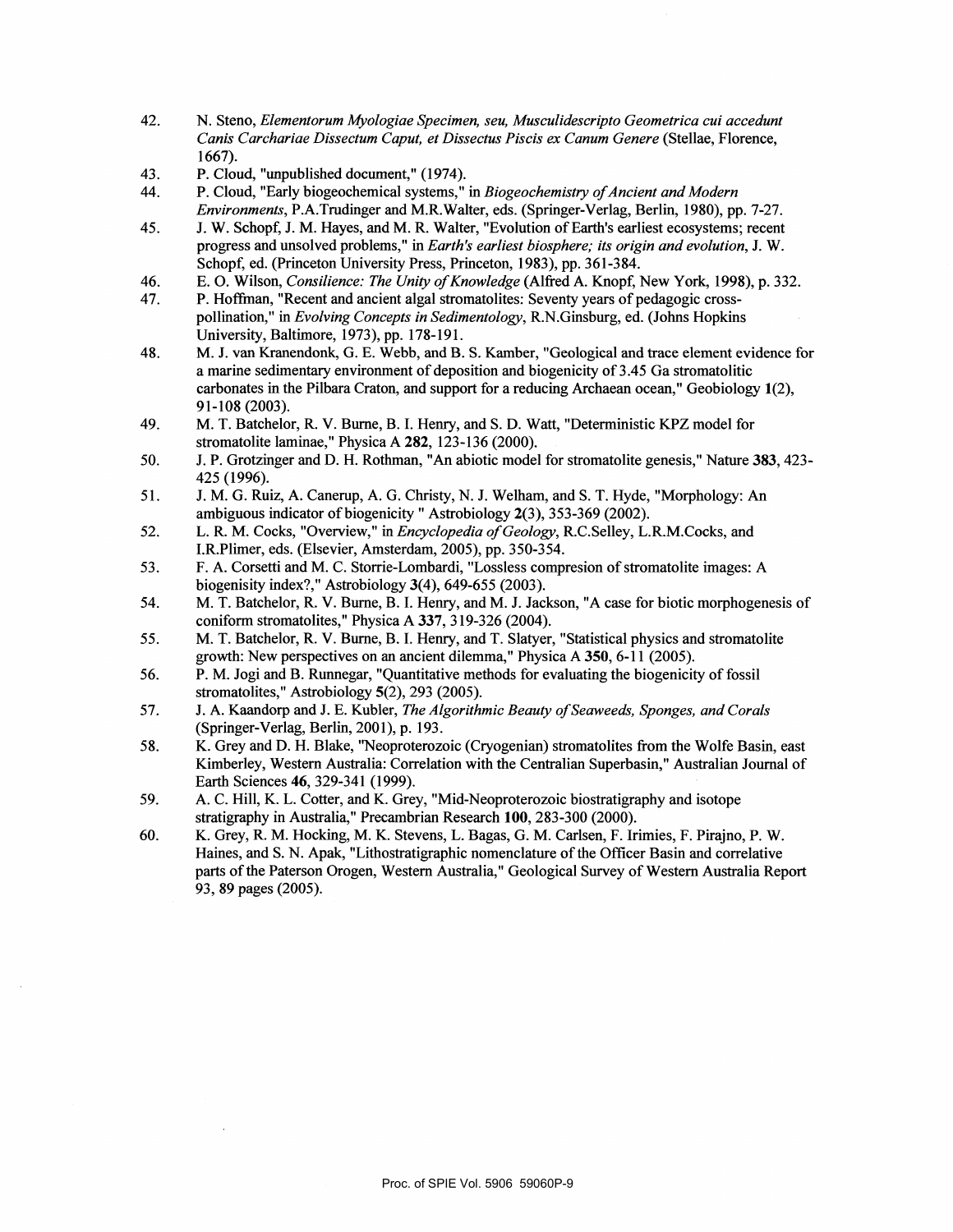42. N. Steno, *Elementorum Myologiae Specimen, seu, Musculidescripto Geometrica cui accedunt Canis Carchariae Dissectum Caput, et Dissectus Piscis ex Canum Genere* (Stellae, Florence, 1667).
43. P. Cloud, "unpublished document," (1974).
44. P. Cloud, "Early biogeochemical systems," in *Biogeochemistry of Ancient and Modern Environments*, P.A.Trudinger and M.R.Walter, eds. (Springer-Verlag, Berlin, 1980), pp. 7-27.
45. J. W. Schopf, J. M. Hayes, and M. R. Walter, "Evolution of Earth's earliest ecosystems; recent progress and unsolved problems," in *Earth's earliest biosphere; its origin and evolution*, J. W. Schopf, ed. (Princeton University Press, Princeton, 1983), pp. 361-384.
46. E. O. Wilson, *Consilience: The Unity of Knowledge* (Alfred A. Knopf, New York, 1998), p. 332.
47. P. Hoffman, "Recent and ancient algal stromatolites: Seventy years of pedagogic cross-pollination," in *Evolving Concepts in Sedimentology*, R.N.Ginsburg, ed. (Johns Hopkins University, Baltimore, 1973), pp. 178-191.
48. M. J. van Kranendonk, G. E. Webb, and B. S. Kamber, "Geological and trace element evidence for a marine sedimentary environment of deposition and biogenicity of 3.45 Ga stromatolitic carbonates in the Pilbara Craton, and support for a reducing Archaean ocean," Geobiology **1**(2), 91-108 (2003).
49. M. T. Batchelor, R. V. Burne, B. I. Henry, and S. D. Watt, "Deterministic KPZ model for stromatolite laminae," Physica A **282**, 123-136 (2000).
50. J. P. Grotzinger and D. H. Rothman, "An abiotic model for stromatolite genesis," Nature **383**, 423-425 (1996).
51. J. M. G. Ruiz, A. Canerup, A. G. Christy, N. J. Welham, and S. T. Hyde, "Morphology: An ambiguous indicator of biogenicity " Astrobiology **2**(3), 353-369 (2002).
52. L. R. M. Cocks, "Overview," in *Encyclopedia of Geology*, R.C.Selley, L.R.M.Cocks, and I.R.Plimer, eds. (Elsevier, Amsterdam, 2005), pp. 350-354.
53. F. A. Corsetti and M. C. Storrie-Lombardi, "Lossless compresion of stromatolite images: A biogenisity index?," Astrobiology **3**(4), 649-655 (2003).
54. M. T. Batchelor, R. V. Burne, B. I. Henry, and M. J. Jackson, "A case for biotic morphogenesis of coniform stromatolites," Physica A **337**, 319-326 (2004).
55. M. T. Batchelor, R. V. Burne, B. I. Henry, and T. Slatyer, "Statistical physics and stromatolite growth: New perspectives on an ancient dilemma," Physica A **350**, 6-11 (2005).
56. P. M. Jogi and B. Runnegar, "Quantitative methods for evaluating the biogenicity of fossil stromatolites," Astrobiology **5**(2), 293 (2005).
57. J. A. Kaandorp and J. E. Kubler, *The Algorithmic Beauty of Seaweeds, Sponges, and Corals* (Springer-Verlag, Berlin, 2001), p. 193.
58. K. Grey and D. H. Blake, "Neoproterozoic (Cryogenian) stromatolites from the Wolfe Basin, east Kimberley, Western Australia: Correlation with the Centralian Superbasin," Australian Journal of Earth Sciences **46**, 329-341 (1999).
59. A. C. Hill, K. L. Cotter, and K. Grey, "Mid-Neoproterozoic biostratigraphy and isotope stratigraphy in Australia," Precambrian Research **100**, 283-300 (2000).
60. K. Grey, R. M. Hocking, M. K. Stevens, L. Bagas, G. M. Carlsen, F. Irimies, F. Pirajno, P. W. Haines, and S. N. Apak, "Lithostratigraphic nomenclature of the Officer Basin and correlative parts of the Paterson Orogen, Western Australia," Geological Survey of Western Australia Report 93, 89 pages (2005).